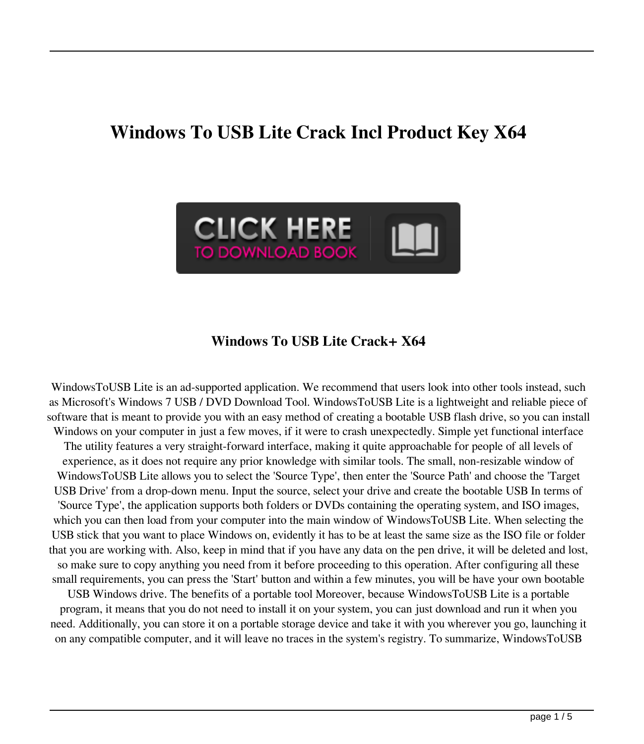# Windows To USB Lite Crack Incl Product Key X64

CLICK HERE
TO DOWNLOAD BOOK

## Windows To USB Lite Crack+ X64

WindowsToUSB Lite is an ad-supported application. We recommend that users look into other tools instead, such as Microsoft's Windows 7 USB / DVD Download Tool. WindowsToUSB Lite is a lightweight and reliable piece of software that is meant to provide you with an easy method of creating a bootable USB flash drive, so you can install Windows on your computer in just a few moves, if it were to crash unexpectedly. Simple yet functional interface The utility features a very straight-forward interface, making it quite approachable for people of all levels of experience, as it does not require any prior knowledge with similar tools. The small, non-resizable window of WindowsToUSB Lite allows you to select the 'Source Type', then enter the 'Source Path' and choose the 'Target USB Drive' from a drop-down menu. Input the source, select your drive and create the bootable USB In terms of 'Source Type', the application supports both folders or DVDs containing the operating system, and ISO images, which you can then load from your computer into the main window of WindowsToUSB Lite. When selecting the USB stick that you want to place Windows on, evidently it has to be at least the same size as the ISO file or folder that you are working with. Also, keep in mind that if you have any data on the pen drive, it will be deleted and lost, so make sure to copy anything you need from it before proceeding to this operation. After configuring all these small requirements, you can press the 'Start' button and within a few minutes, you will be have your own bootable USB Windows drive. The benefits of a portable tool Moreover, because WindowsToUSB Lite is a portable program, it means that you do not need to install it on your system, you can just download and run it when you need. Additionally, you can store it on a portable storage device and take it with you wherever you go, launching it on any compatible computer, and it will leave no traces in the system's registry. To summarize, WindowsToUSB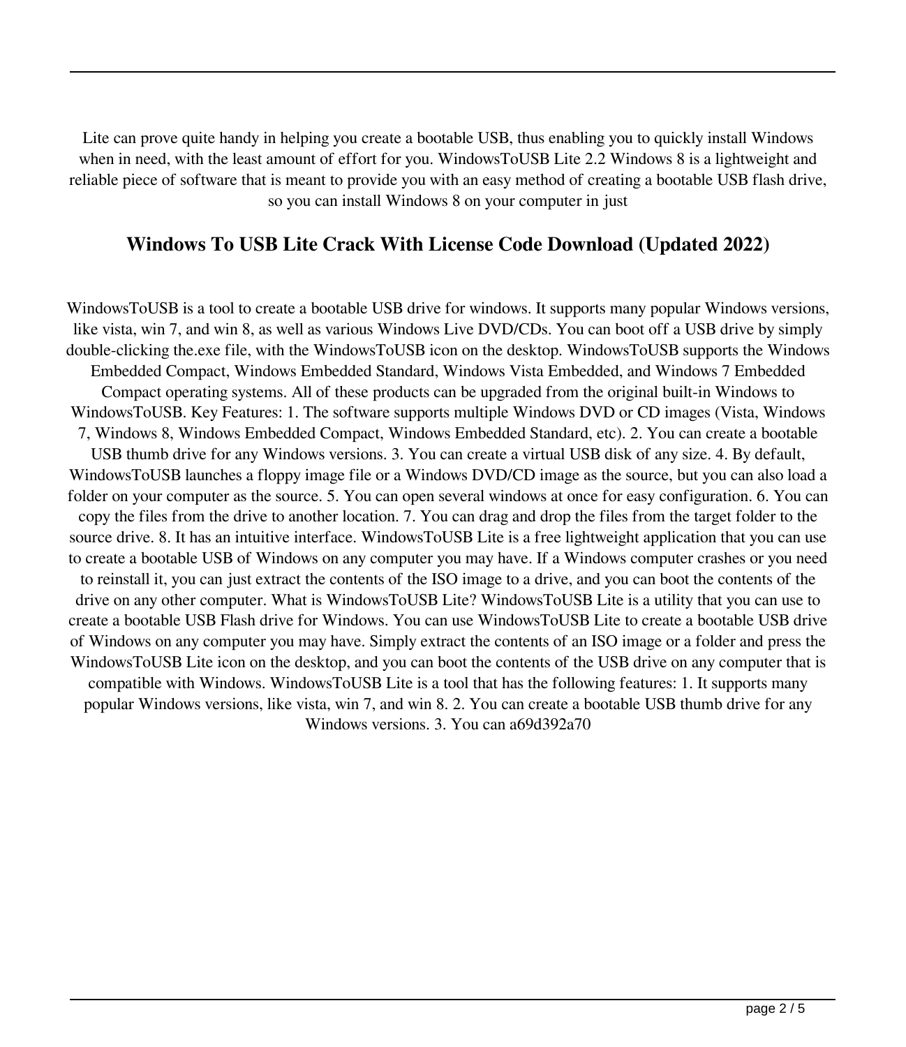Lite can prove quite handy in helping you create a bootable USB, thus enabling you to quickly install Windows when in need, with the least amount of effort for you. WindowsToUSB Lite 2.2 Windows 8 is a lightweight and reliable piece of software that is meant to provide you with an easy method of creating a bootable USB flash drive, so you can install Windows 8 on your computer in just

## Windows To USB Lite Crack With License Code Download (Updated 2022)

WindowsToUSB is a tool to create a bootable USB drive for windows. It supports many popular Windows versions, like vista, win 7, and win 8, as well as various Windows Live DVD/CDs. You can boot off a USB drive by simply double-clicking the.exe file, with the WindowsToUSB icon on the desktop. WindowsToUSB supports the Windows Embedded Compact, Windows Embedded Standard, Windows Vista Embedded, and Windows 7 Embedded Compact operating systems. All of these products can be upgraded from the original built-in Windows to WindowsToUSB. Key Features: 1. The software supports multiple Windows DVD or CD images (Vista, Windows 7, Windows 8, Windows Embedded Compact, Windows Embedded Standard, etc). 2. You can create a bootable USB thumb drive for any Windows versions. 3. You can create a virtual USB disk of any size. 4. By default, WindowsToUSB launches a floppy image file or a Windows DVD/CD image as the source, but you can also load a folder on your computer as the source. 5. You can open several windows at once for easy configuration. 6. You can copy the files from the drive to another location. 7. You can drag and drop the files from the target folder to the source drive. 8. It has an intuitive interface. WindowsToUSB Lite is a free lightweight application that you can use to create a bootable USB of Windows on any computer you may have. If a Windows computer crashes or you need to reinstall it, you can just extract the contents of the ISO image to a drive, and you can boot the contents of the drive on any other computer. What is WindowsToUSB Lite? WindowsToUSB Lite is a utility that you can use to create a bootable USB Flash drive for Windows. You can use WindowsToUSB Lite to create a bootable USB drive of Windows on any computer you may have. Simply extract the contents of an ISO image or a folder and press the WindowsToUSB Lite icon on the desktop, and you can boot the contents of the USB drive on any computer that is compatible with Windows. WindowsToUSB Lite is a tool that has the following features: 1. It supports many popular Windows versions, like vista, win 7, and win 8. 2. You can create a bootable USB thumb drive for any Windows versions. 3. You can a69d392a70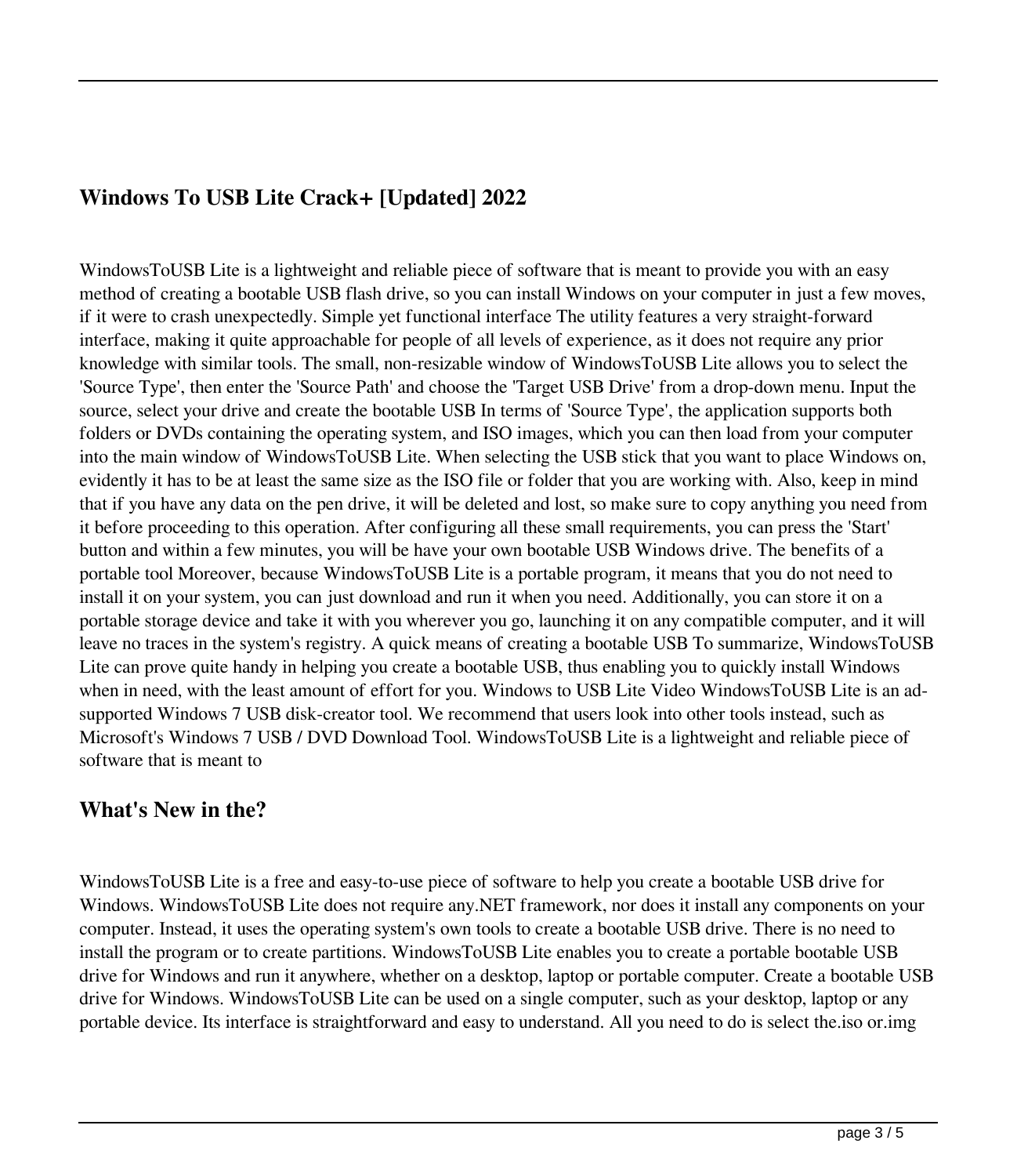## Windows To USB Lite Crack+ [Updated] 2022

WindowsToUSB Lite is a lightweight and reliable piece of software that is meant to provide you with an easy method of creating a bootable USB flash drive, so you can install Windows on your computer in just a few moves, if it were to crash unexpectedly. Simple yet functional interface The utility features a very straight-forward interface, making it quite approachable for people of all levels of experience, as it does not require any prior knowledge with similar tools. The small, non-resizable window of WindowsToUSB Lite allows you to select the 'Source Type', then enter the 'Source Path' and choose the 'Target USB Drive' from a drop-down menu. Input the source, select your drive and create the bootable USB In terms of 'Source Type', the application supports both folders or DVDs containing the operating system, and ISO images, which you can then load from your computer into the main window of WindowsToUSB Lite. When selecting the USB stick that you want to place Windows on, evidently it has to be at least the same size as the ISO file or folder that you are working with. Also, keep in mind that if you have any data on the pen drive, it will be deleted and lost, so make sure to copy anything you need from it before proceeding to this operation. After configuring all these small requirements, you can press the 'Start' button and within a few minutes, you will be have your own bootable USB Windows drive. The benefits of a portable tool Moreover, because WindowsToUSB Lite is a portable program, it means that you do not need to install it on your system, you can just download and run it when you need. Additionally, you can store it on a portable storage device and take it with you wherever you go, launching it on any compatible computer, and it will leave no traces in the system's registry. A quick means of creating a bootable USB To summarize, WindowsToUSB Lite can prove quite handy in helping you create a bootable USB, thus enabling you to quickly install Windows when in need, with the least amount of effort for you. Windows to USB Lite Video WindowsToUSB Lite is an ad-supported Windows 7 USB disk-creator tool. We recommend that users look into other tools instead, such as Microsoft's Windows 7 USB / DVD Download Tool. WindowsToUSB Lite is a lightweight and reliable piece of software that is meant to

## What's New in the?

WindowsToUSB Lite is a free and easy-to-use piece of software to help you create a bootable USB drive for Windows. WindowsToUSB Lite does not require any.NET framework, nor does it install any components on your computer. Instead, it uses the operating system's own tools to create a bootable USB drive. There is no need to install the program or to create partitions. WindowsToUSB Lite enables you to create a portable bootable USB drive for Windows and run it anywhere, whether on a desktop, laptop or portable computer. Create a bootable USB drive for Windows. WindowsToUSB Lite can be used on a single computer, such as your desktop, laptop or any portable device. Its interface is straightforward and easy to understand. All you need to do is select the.iso or.img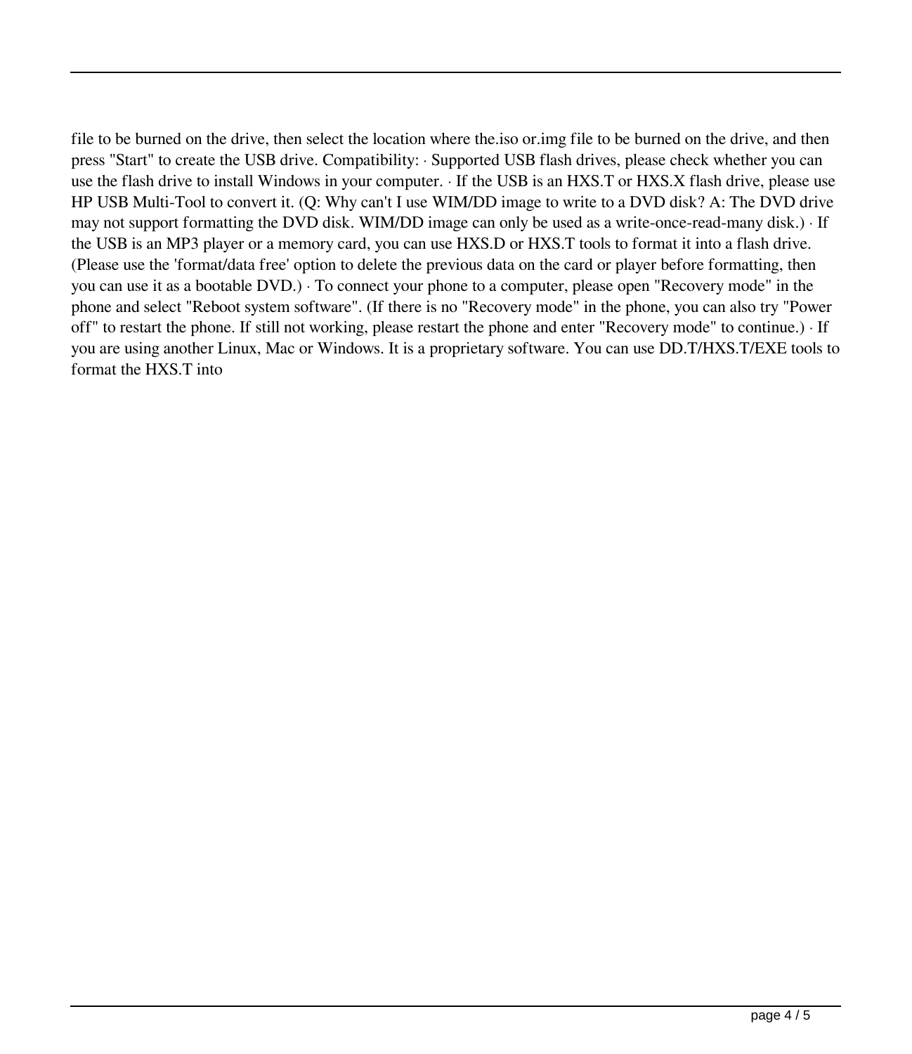file to be burned on the drive, then select the location where the.iso or.img file to be burned on the drive, and then press "Start" to create the USB drive. Compatibility: · Supported USB flash drives, please check whether you can use the flash drive to install Windows in your computer. · If the USB is an HXS.T or HXS.X flash drive, please use HP USB Multi-Tool to convert it. (Q: Why can't I use WIM/DD image to write to a DVD disk? A: The DVD drive may not support formatting the DVD disk. WIM/DD image can only be used as a write-once-read-many disk.) · If the USB is an MP3 player or a memory card, you can use HXS.D or HXS.T tools to format it into a flash drive. (Please use the 'format/data free' option to delete the previous data on the card or player before formatting, then you can use it as a bootable DVD.) · To connect your phone to a computer, please open "Recovery mode" in the phone and select "Reboot system software". (If there is no "Recovery mode" in the phone, you can also try "Power off" to restart the phone. If still not working, please restart the phone and enter "Recovery mode" to continue.) · If you are using another Linux, Mac or Windows. It is a proprietary software. You can use DD.T/HXS.T/EXE tools to format the HXS.T into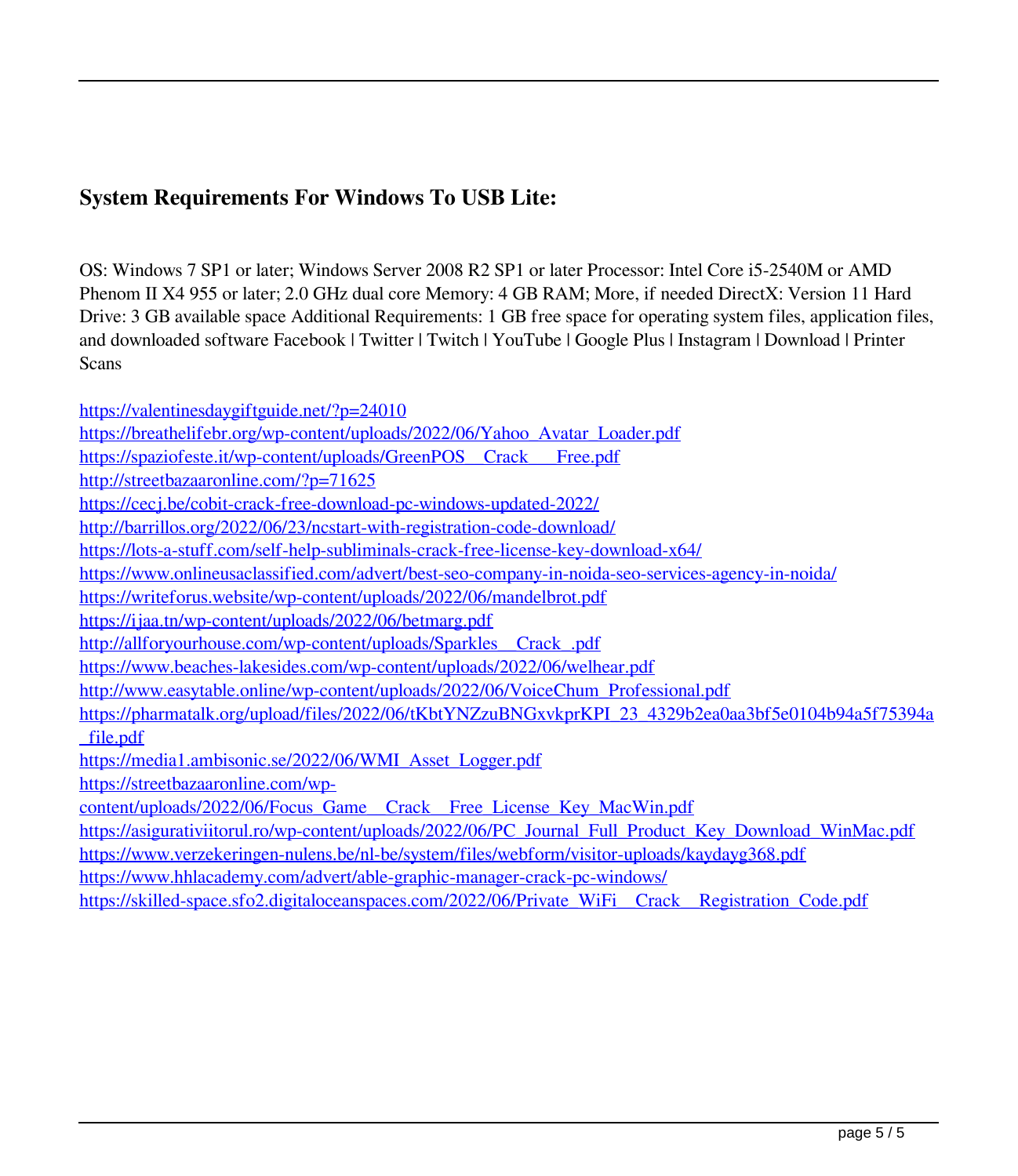## System Requirements For Windows To USB Lite:

OS: Windows 7 SP1 or later; Windows Server 2008 R2 SP1 or later Processor: Intel Core i5-2540M or AMD Phenom II X4 955 or later; 2.0 GHz dual core Memory: 4 GB RAM; More, if needed DirectX: Version 11 Hard Drive: 3 GB available space Additional Requirements: 1 GB free space for operating system files, application files, and downloaded software Facebook | Twitter | Twitch | YouTube | Google Plus | Instagram | Download | Printer Scans

https://valentinesdaygiftguide.net/?p=24010
https://breathelifebr.org/wp-content/uploads/2022/06/Yahoo_Avatar_Loader.pdf
https://spaziofeste.it/wp-content/uploads/GreenPOS__Crack___Free.pdf
http://streetbazaaronline.com/?p=71625
https://cecj.be/cobit-crack-free-download-pc-windows-updated-2022/
http://barrillos.org/2022/06/23/ncstart-with-registration-code-download/
https://lots-a-stuff.com/self-help-subliminals-crack-free-license-key-download-x64/
https://www.onlineusaclassified.com/advert/best-seo-company-in-noida-seo-services-agency-in-noida/
https://writeforus.website/wp-content/uploads/2022/06/mandelbrot.pdf
https://ijaa.tn/wp-content/uploads/2022/06/betmarg.pdf
http://allforyourhouse.com/wp-content/uploads/Sparkles__Crack_.pdf
https://www.beaches-lakesides.com/wp-content/uploads/2022/06/welhear.pdf
http://www.easytable.online/wp-content/uploads/2022/06/VoiceChum_Professional.pdf
https://pharmatalk.org/upload/files/2022/06/tKbtYNZzuBNGxvkprKPI_23_4329b2ea0aa3bf5e0104b94a5f75394a_file.pdf
https://media1.ambisonic.se/2022/06/WMI_Asset_Logger.pdf
https://streetbazaaronline.com/wp-content/uploads/2022/06/Focus_Game__Crack__Free_License_Key_MacWin.pdf
https://asigurativiitorul.ro/wp-content/uploads/2022/06/PC_Journal_Full_Product_Key_Download_WinMac.pdf
https://www.verzekeringen-nulens.be/nl-be/system/files/webform/visitor-uploads/kaydayg368.pdf
https://www.hhlacademy.com/advert/able-graphic-manager-crack-pc-windows/
https://skilled-space.sfo2.digitaloceanspaces.com/2022/06/Private_WiFi__Crack__Registration_Code.pdf